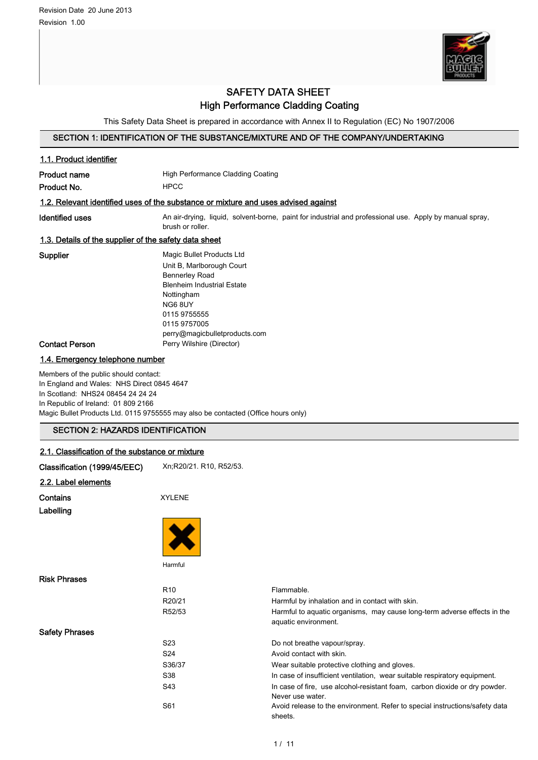Revision Date 20 June 2013

Revision 1.00

# SAFETY DATA SHEET
## High Performance Cladding Coating

This Safety Data Sheet is prepared in accordance with Annex II to Regulation (EC) No 1907/2006

## SECTION 1: IDENTIFICATION OF THE SUBSTANCE/MIXTURE AND OF THE COMPANY/UNDERTAKING

### 1.1. Product identifier

**Product name** High Performance Cladding Coating

**Product No.** HPCC

### 1.2. Relevant identified uses of the substance or mixture and uses advised against

**Identified uses** An air-drying, liquid, solvent-borne, paint for industrial and professional use. Apply by manual spray, brush or roller.

### 1.3. Details of the supplier of the safety data sheet

**Supplier**
Magic Bullet Products Ltd
Unit B, Marlborough Court
Bennerley Road
Blenheim Industrial Estate
Nottingham
NG6 8UY
0115 9755555
0115 9757005
perry@magicbulletproducts.com

**Contact Person** Perry Wilshire (Director)

### 1.4. Emergency telephone number

Members of the public should contact:
In England and Wales: NHS Direct 0845 4647
In Scotland: NHS24 08454 24 24 24
In Republic of Ireland: 01 809 2166
Magic Bullet Products Ltd. 0115 9755555 may also be contacted (Office hours only)

## SECTION 2: HAZARDS IDENTIFICATION

### 2.1. Classification of the substance or mixture

**Classification (1999/45/EEC)** Xn;R20/21. R10, R52/53.

### 2.2. Label elements

**Contains** XYLENE

**Labelling**

Harmful

**Risk Phrases**

| | |
|---|---|
| R10 | Flammable. |
| R20/21 | Harmful by inhalation and in contact with skin. |
| R52/53 | Harmful to aquatic organisms, may cause long-term adverse effects in the aquatic environment. |

**Safety Phrases**

| | |
|---|---|
| S23 | Do not breathe vapour/spray. |
| S24 | Avoid contact with skin. |
| S36/37 | Wear suitable protective clothing and gloves. |
| S38 | In case of insufficient ventilation, wear suitable respiratory equipment. |
| S43 | In case of fire, use alcohol-resistant foam, carbon dioxide or dry powder. Never use water. |
| S61 | Avoid release to the environment. Refer to special instructions/safety data sheets. |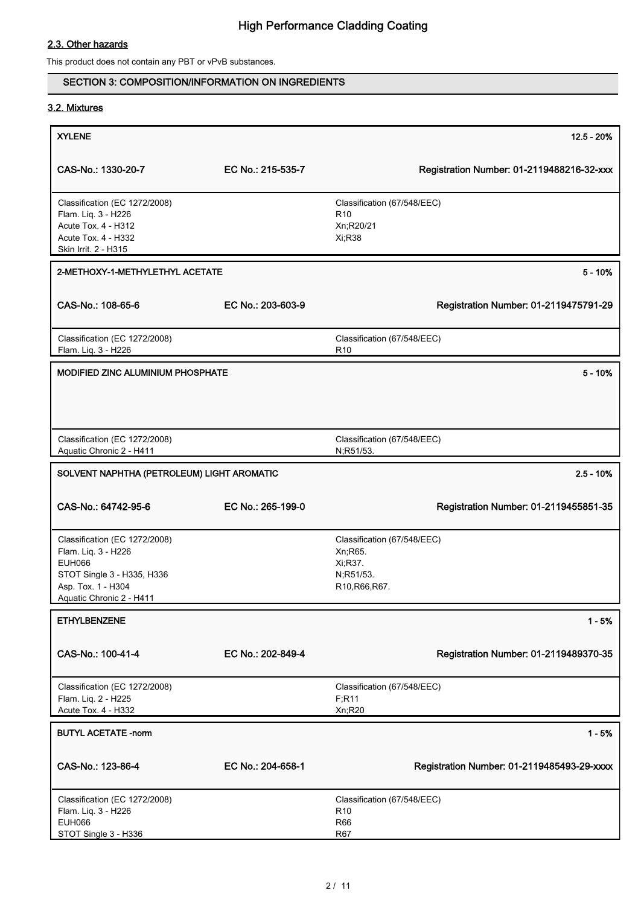## 2.3. Other hazards

This product does not contain any PBT or vPvB substances.

## SECTION 3: COMPOSITION/INFORMATION ON INGREDIENTS

### 3.2. Mixtures

| XYLENE | | 12.5 - 20% |
|---|---|---|
| CAS-No.: 1330-20-7 | EC No.: 215-535-7 | Registration Number: 01-2119488216-32-xxx |
| Classification (EC 1272/2008)<br>Flam. Liq. 3 - H226<br>Acute Tox. 4 - H312<br>Acute Tox. 4 - H332<br>Skin Irrit. 2 - H315 | | Classification (67/548/EEC)<br>R10<br>Xn;R20/21<br>Xi;R38 |

| 2-METHOXY-1-METHYLETHYL ACETATE | | 5 - 10% |
|---|---|---|
| CAS-No.: 108-65-6 | EC No.: 203-603-9 | Registration Number: 01-2119475791-29 |
| Classification (EC 1272/2008)<br>Flam. Liq. 3 - H226 | | Classification (67/548/EEC)<br>R10 |

| MODIFIED ZINC ALUMINIUM PHOSPHATE | | 5 - 10% |
|---|---|---|
| Classification (EC 1272/2008)<br>Aquatic Chronic 2 - H411 | | Classification (67/548/EEC)<br>N;R51/53. |

| SOLVENT NAPHTHA (PETROLEUM) LIGHT AROMATIC | | 2.5 - 10% |
|---|---|---|
| CAS-No.: 64742-95-6 | EC No.: 265-199-0 | Registration Number: 01-2119455851-35 |
| Classification (EC 1272/2008)<br>Flam. Liq. 3 - H226<br>EUH066<br>STOT Single 3 - H335, H336<br>Asp. Tox. 1 - H304<br>Aquatic Chronic 2 - H411 | | Classification (67/548/EEC)<br>Xn;R65.<br>Xi;R37.<br>N;R51/53.<br>R10,R66,R67. |

| ETHYLBENZENE | | 1 - 5% |
|---|---|---|
| CAS-No.: 100-41-4 | EC No.: 202-849-4 | Registration Number: 01-2119489370-35 |
| Classification (EC 1272/2008)<br>Flam. Liq. 2 - H225<br>Acute Tox. 4 - H332 | | Classification (67/548/EEC)<br>F;R11<br>Xn;R20 |

| BUTYL ACETATE -norm | | 1 - 5% |
|---|---|---|
| CAS-No.: 123-86-4 | EC No.: 204-658-1 | Registration Number: 01-2119485493-29-xxxx |
| Classification (EC 1272/2008)<br>Flam. Liq. 3 - H226<br>EUH066<br>STOT Single 3 - H336 | | Classification (67/548/EEC)<br>R10<br>R66<br>R67 |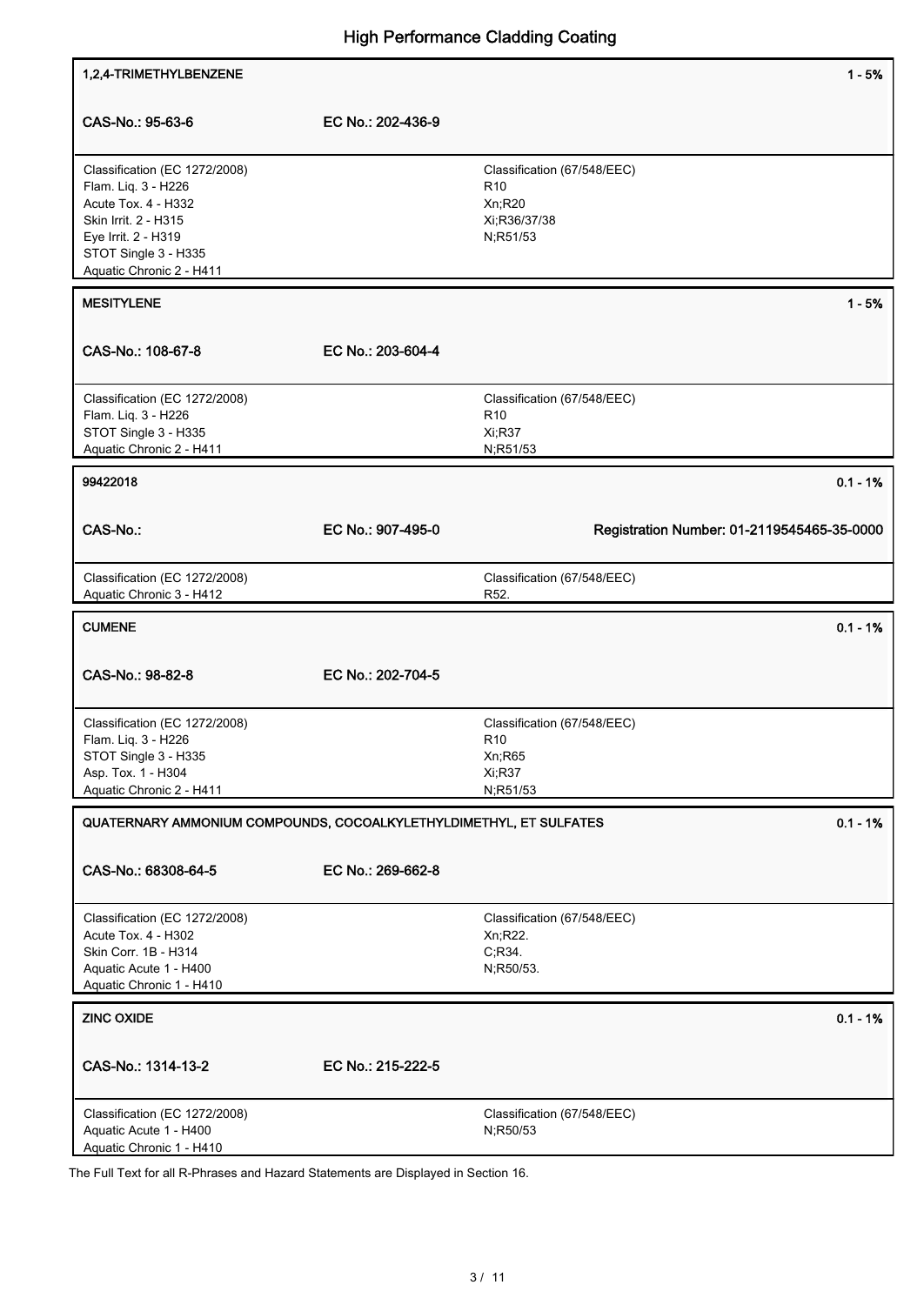| 1,2,4-TRIMETHYLBENZENE | | 1 - 5% |
|---|---|---|
| CAS-No.: 95-63-6 | EC No.: 202-436-9 | |
| Classification (EC 1272/2008)<br>Flam. Liq. 3 - H226<br>Acute Tox. 4 - H332<br>Skin Irrit. 2 - H315<br>Eye Irrit. 2 - H319<br>STOT Single 3 - H335<br>Aquatic Chronic 2 - H411 | | Classification (67/548/EEC)<br>R10<br>Xn;R20<br>Xi;R36/37/38<br>N;R51/53 |

| MESITYLENE | | 1 - 5% |
|---|---|---|
| CAS-No.: 108-67-8 | EC No.: 203-604-4 | |
| Classification (EC 1272/2008)<br>Flam. Liq. 3 - H226<br>STOT Single 3 - H335<br>Aquatic Chronic 2 - H411 | | Classification (67/548/EEC)<br>R10<br>Xi;R37<br>N;R51/53 |

| 99422018 | | 0.1 - 1% |
|---|---|---|
| CAS-No.: | EC No.: 907-495-0 | Registration Number: 01-2119545465-35-0000 |
| Classification (EC 1272/2008)<br>Aquatic Chronic 3 - H412 | | Classification (67/548/EEC)<br>R52. |

| CUMENE | | 0.1 - 1% |
|---|---|---|
| CAS-No.: 98-82-8 | EC No.: 202-704-5 | |
| Classification (EC 1272/2008)<br>Flam. Liq. 3 - H226<br>STOT Single 3 - H335<br>Asp. Tox. 1 - H304<br>Aquatic Chronic 2 - H411 | | Classification (67/548/EEC)<br>R10<br>Xn;R65<br>Xi;R37<br>N;R51/53 |

| QUATERNARY AMMONIUM COMPOUNDS, COCOALKYLETHYLDIMETHYL, ET SULFATES | | 0.1 - 1% |
|---|---|---|
| CAS-No.: 68308-64-5 | EC No.: 269-662-8 | |
| Classification (EC 1272/2008)<br>Acute Tox. 4 - H302<br>Skin Corr. 1B - H314<br>Aquatic Acute 1 - H400<br>Aquatic Chronic 1 - H410 | | Classification (67/548/EEC)<br>Xn;R22.<br>C;R34.<br>N;R50/53. |

| ZINC OXIDE | | 0.1 - 1% |
|---|---|---|
| CAS-No.: 1314-13-2 | EC No.: 215-222-5 | |
| Classification (EC 1272/2008)<br>Aquatic Acute 1 - H400<br>Aquatic Chronic 1 - H410 | | Classification (67/548/EEC)<br>N;R50/53 |

The Full Text for all R-Phrases and Hazard Statements are Displayed in Section 16.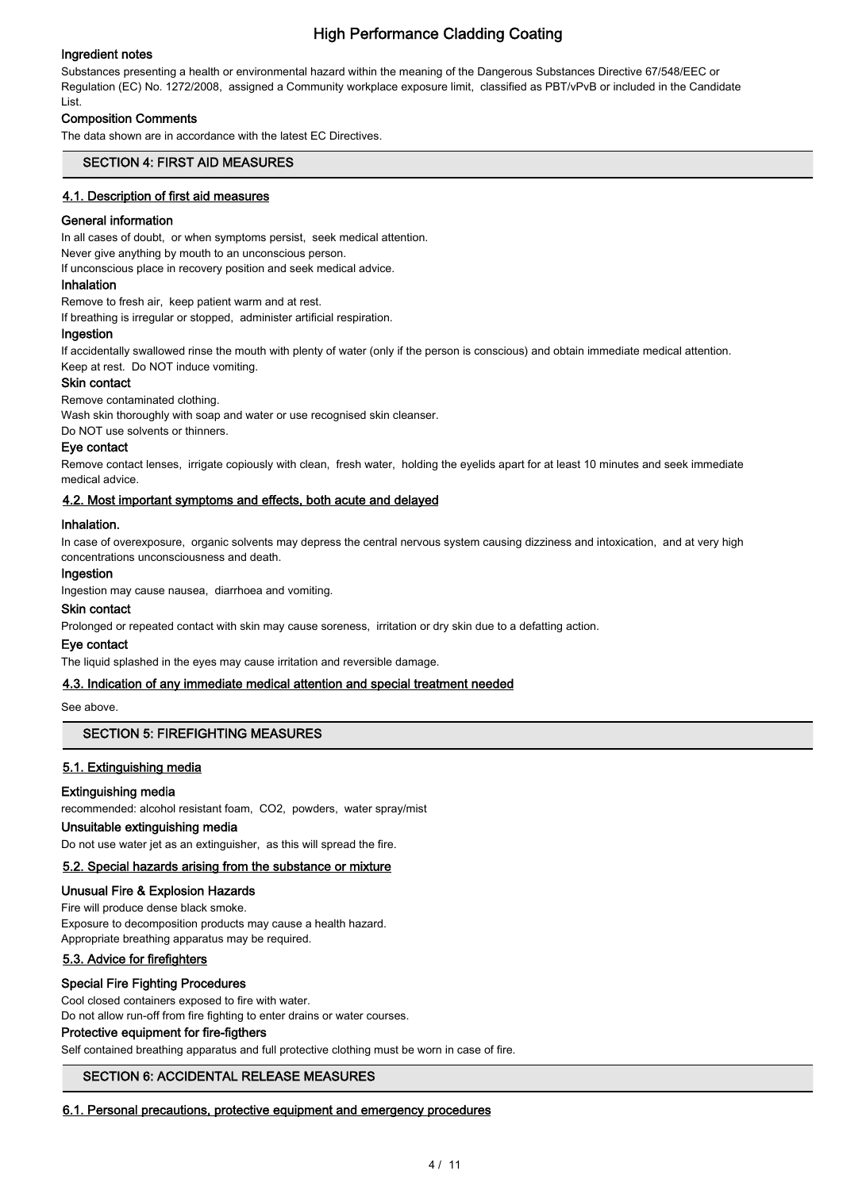### Ingredient notes

Substances presenting a health or environmental hazard within the meaning of the Dangerous Substances Directive 67/548/EEC or Regulation (EC) No. 1272/2008, assigned a Community workplace exposure limit, classified as PBT/vPvB or included in the Candidate List.

### Composition Comments

The data shown are in accordance with the latest EC Directives.

## SECTION 4: FIRST AID MEASURES

### 4.1. Description of first aid measures

#### General information

In all cases of doubt, or when symptoms persist, seek medical attention.
Never give anything by mouth to an unconscious person.
If unconscious place in recovery position and seek medical advice.

#### Inhalation

Remove to fresh air, keep patient warm and at rest.
If breathing is irregular or stopped, administer artificial respiration.

#### Ingestion

If accidentally swallowed rinse the mouth with plenty of water (only if the person is conscious) and obtain immediate medical attention.
Keep at rest. Do NOT induce vomiting.

#### Skin contact

Remove contaminated clothing.
Wash skin thoroughly with soap and water or use recognised skin cleanser.
Do NOT use solvents or thinners.

#### Eye contact

Remove contact lenses, irrigate copiously with clean, fresh water, holding the eyelids apart for at least 10 minutes and seek immediate medical advice.

### 4.2. Most important symptoms and effects, both acute and delayed

#### Inhalation.

In case of overexposure, organic solvents may depress the central nervous system causing dizziness and intoxication, and at very high concentrations unconsciousness and death.

#### Ingestion

Ingestion may cause nausea, diarrhoea and vomiting.

#### Skin contact

Prolonged or repeated contact with skin may cause soreness, irritation or dry skin due to a defatting action.

#### Eye contact

The liquid splashed in the eyes may cause irritation and reversible damage.

### 4.3. Indication of any immediate medical attention and special treatment needed

See above.

## SECTION 5: FIREFIGHTING MEASURES

### 5.1. Extinguishing media

#### Extinguishing media

recommended: alcohol resistant foam, $CO_2$, powders, water spray/mist

#### Unsuitable extinguishing media

Do not use water jet as an extinguisher, as this will spread the fire.

### 5.2. Special hazards arising from the substance or mixture

#### Unusual Fire & Explosion Hazards

Fire will produce dense black smoke.
Exposure to decomposition products may cause a health hazard.
Appropriate breathing apparatus may be required.

### 5.3. Advice for firefighters

#### Special Fire Fighting Procedures

Cool closed containers exposed to fire with water.
Do not allow run-off from fire fighting to enter drains or water courses.

#### Protective equipment for fire-figthers

Self contained breathing apparatus and full protective clothing must be worn in case of fire.

## SECTION 6: ACCIDENTAL RELEASE MEASURES

### 6.1. Personal precautions, protective equipment and emergency procedures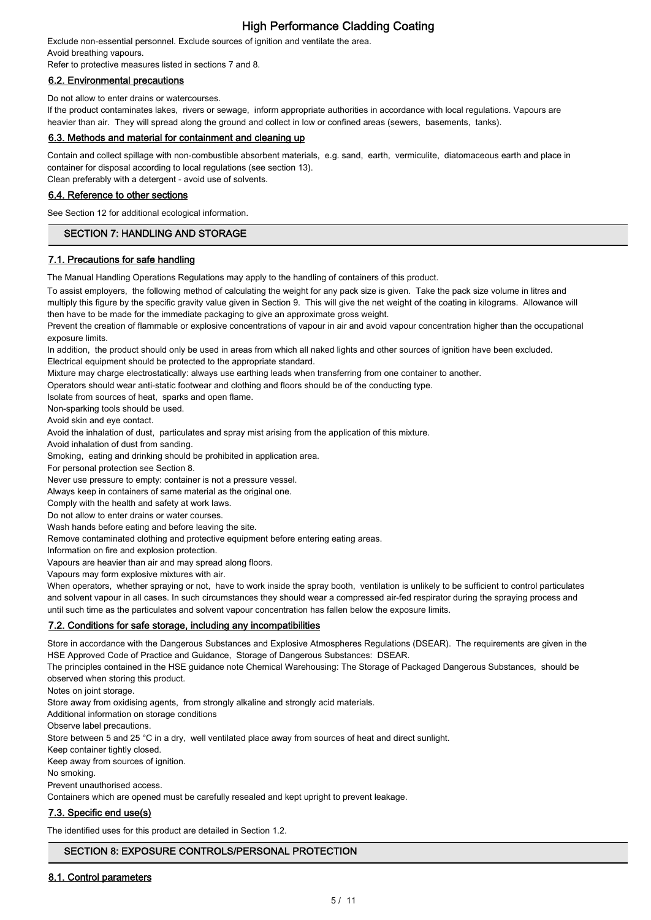Exclude non-essential personnel. Exclude sources of ignition and ventilate the area.
Avoid breathing vapours.
Refer to protective measures listed in sections 7 and 8.

### 6.2. Environmental precautions

Do not allow to enter drains or watercourses.
If the product contaminates lakes, rivers or sewage, inform appropriate authorities in accordance with local regulations. Vapours are heavier than air. They will spread along the ground and collect in low or confined areas (sewers, basements, tanks).

### 6.3. Methods and material for containment and cleaning up

Contain and collect spillage with non-combustible absorbent materials, e.g. sand, earth, vermiculite, diatomaceous earth and place in container for disposal according to local regulations (see section 13).
Clean preferably with a detergent - avoid use of solvents.

### 6.4. Reference to other sections

See Section 12 for additional ecological information.

## SECTION 7: HANDLING AND STORAGE

### 7.1. Precautions for safe handling

The Manual Handling Operations Regulations may apply to the handling of containers of this product.

To assist employers, the following method of calculating the weight for any pack size is given. Take the pack size volume in litres and multiply this figure by the specific gravity value given in Section 9. This will give the net weight of the coating in kilograms. Allowance will then have to be made for the immediate packaging to give an approximate gross weight.
Prevent the creation of flammable or explosive concentrations of vapour in air and avoid vapour concentration higher than the occupational exposure limits.
In addition, the product should only be used in areas from which all naked lights and other sources of ignition have been excluded.
Electrical equipment should be protected to the appropriate standard.
Mixture may charge electrostatically: always use earthing leads when transferring from one container to another.
Operators should wear anti-static footwear and clothing and floors should be of the conducting type.
Isolate from sources of heat, sparks and open flame.
Non-sparking tools should be used.
Avoid skin and eye contact.
Avoid the inhalation of dust, particulates and spray mist arising from the application of this mixture.
Avoid inhalation of dust from sanding.
Smoking, eating and drinking should be prohibited in application area.
For personal protection see Section 8.
Never use pressure to empty: container is not a pressure vessel.
Always keep in containers of same material as the original one.
Comply with the health and safety at work laws.
Do not allow to enter drains or water courses.
Wash hands before eating and before leaving the site.
Remove contaminated clothing and protective equipment before entering eating areas.
Information on fire and explosion protection.
Vapours are heavier than air and may spread along floors.
Vapours may form explosive mixtures with air.
When operators, whether spraying or not, have to work inside the spray booth, ventilation is unlikely to be sufficient to control particulates and solvent vapour in all cases. In such circumstances they should wear a compressed air-fed respirator during the spraying process and until such time as the particulates and solvent vapour concentration has fallen below the exposure limits.

### 7.2. Conditions for safe storage, including any incompatibilities

Store in accordance with the Dangerous Substances and Explosive Atmospheres Regulations (DSEAR). The requirements are given in the HSE Approved Code of Practice and Guidance, Storage of Dangerous Substances: DSEAR.
The principles contained in the HSE guidance note Chemical Warehousing: The Storage of Packaged Dangerous Substances, should be observed when storing this product.
Notes on joint storage.
Store away from oxidising agents, from strongly alkaline and strongly acid materials.
Additional information on storage conditions
Observe label precautions.
Store between 5 and 25 °C in a dry, well ventilated place away from sources of heat and direct sunlight.
Keep container tightly closed.
Keep away from sources of ignition.
No smoking.
Prevent unauthorised access.
Containers which are opened must be carefully resealed and kept upright to prevent leakage.

### 7.3. Specific end use(s)

The identified uses for this product are detailed in Section 1.2.

## SECTION 8: EXPOSURE CONTROLS/PERSONAL PROTECTION

### 8.1. Control parameters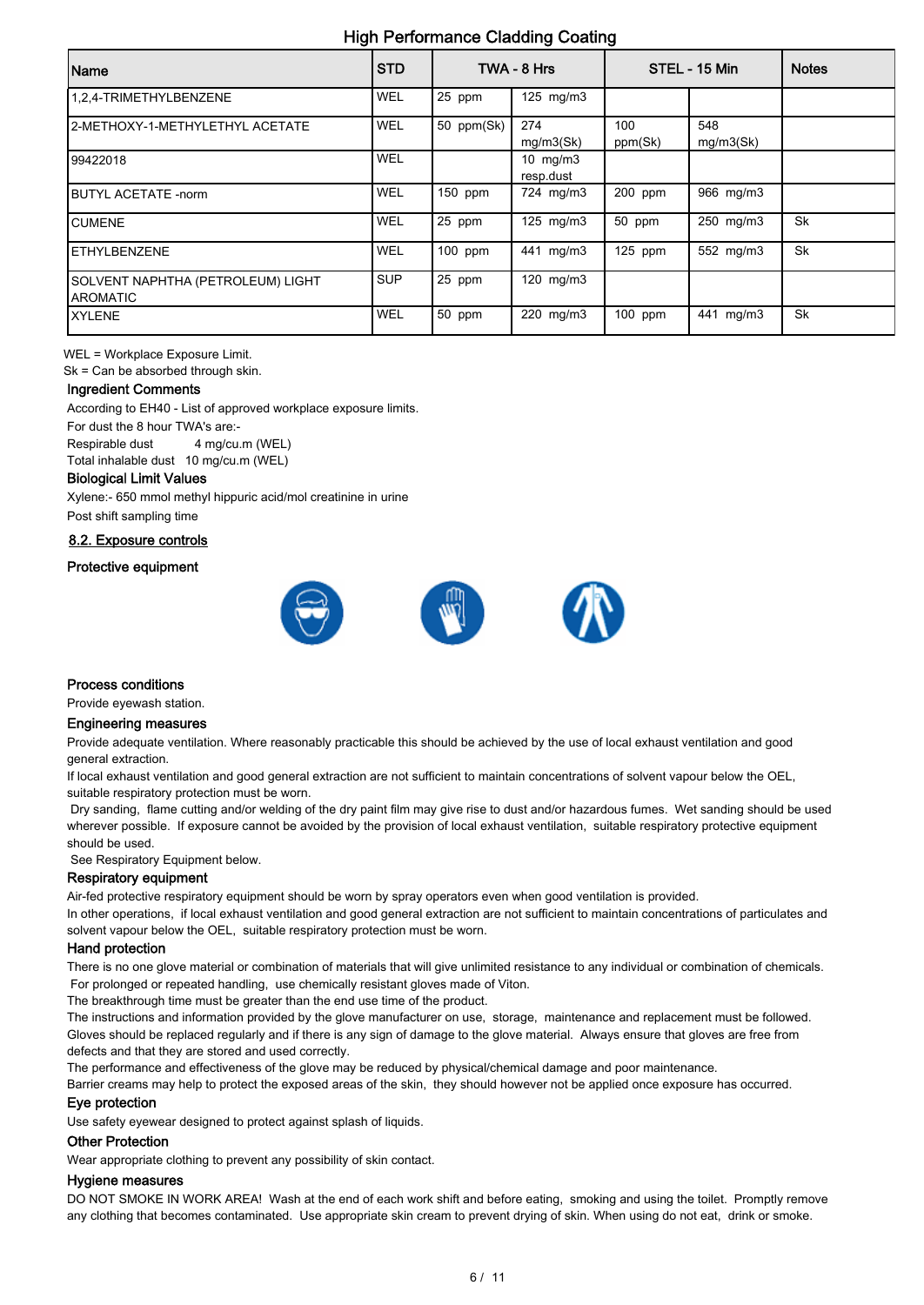| Name | STD | TWA - 8 Hrs | | STEL - 15 Min | | Notes |
|---|---|---|---|---|---|---|
| 1,2,4-TRIMETHYLBENZENE | WEL | 25 ppm | 125 mg/m3 | | | |
| 2-METHOXY-1-METHYLETHYL ACETATE | WEL | 50 ppm(Sk) | 274 mg/m3(Sk) | 100 ppm(Sk) | 548 mg/m3(Sk) | |
| 99422018 | WEL | | 10 mg/m3 resp.dust | | | |
| BUTYL ACETATE -norm | WEL | 150 ppm | 724 mg/m3 | 200 ppm | 966 mg/m3 | |
| CUMENE | WEL | 25 ppm | 125 mg/m3 | 50 ppm | 250 mg/m3 | Sk |
| ETHYLBENZENE | WEL | 100 ppm | 441 mg/m3 | 125 ppm | 552 mg/m3 | Sk |
| SOLVENT NAPHTHA (PETROLEUM) LIGHT AROMATIC | SUP | 25 ppm | 120 mg/m3 | | | |
| XYLENE | WEL | 50 ppm | 220 mg/m3 | 100 ppm | 441 mg/m3 | Sk |

WEL = Workplace Exposure Limit.
Sk = Can be absorbed through skin.

### Ingredient Comments

According to EH40 - List of approved workplace exposure limits.
For dust the 8 hour TWA's are:-
Respirable dust 4 mg/cu.m (WEL)
Total inhalable dust 10 mg/cu.m (WEL)

### Biological Limit Values

Xylene:- 650 mmol methyl hippuric acid/mol creatinine in urine
Post shift sampling time

## 8.2. Exposure controls

### Protective equipment

### Process conditions

Provide eyewash station.

### Engineering measures

Provide adequate ventilation. Where reasonably practicable this should be achieved by the use of local exhaust ventilation and good general extraction.
If local exhaust ventilation and good general extraction are not sufficient to maintain concentrations of solvent vapour below the OEL, suitable respiratory protection must be worn.
Dry sanding, flame cutting and/or welding of the dry paint film may give rise to dust and/or hazardous fumes. Wet sanding should be used wherever possible. If exposure cannot be avoided by the provision of local exhaust ventilation, suitable respiratory protective equipment should be used.
See Respiratory Equipment below.

### Respiratory equipment

Air-fed protective respiratory equipment should be worn by spray operators even when good ventilation is provided.
In other operations, if local exhaust ventilation and good general extraction are not sufficient to maintain concentrations of particulates and solvent vapour below the OEL, suitable respiratory protection must be worn.

### Hand protection

There is no one glove material or combination of materials that will give unlimited resistance to any individual or combination of chemicals.
For prolonged or repeated handling, use chemically resistant gloves made of Viton.
The breakthrough time must be greater than the end use time of the product.
The instructions and information provided by the glove manufacturer on use, storage, maintenance and replacement must be followed.
Gloves should be replaced regularly and if there is any sign of damage to the glove material. Always ensure that gloves are free from defects and that they are stored and used correctly.
The performance and effectiveness of the glove may be reduced by physical/chemical damage and poor maintenance.
Barrier creams may help to protect the exposed areas of the skin, they should however not be applied once exposure has occurred.

### Eye protection

Use safety eyewear designed to protect against splash of liquids.

### Other Protection

Wear appropriate clothing to prevent any possibility of skin contact.

### Hygiene measures

DO NOT SMOKE IN WORK AREA! Wash at the end of each work shift and before eating, smoking and using the toilet. Promptly remove any clothing that becomes contaminated. Use appropriate skin cream to prevent drying of skin. When using do not eat, drink or smoke.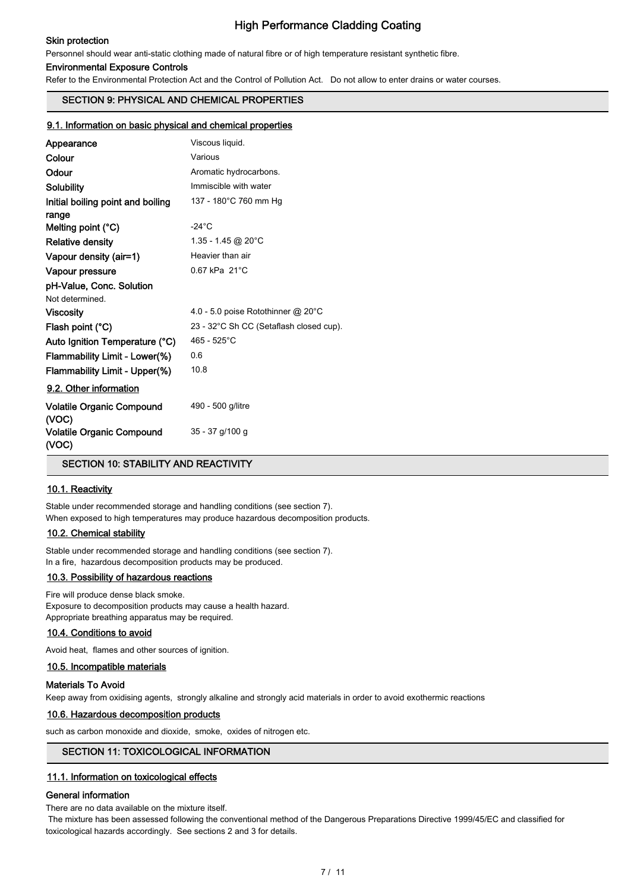### Skin protection

Personnel should wear anti-static clothing made of natural fibre or of high temperature resistant synthetic fibre.

### Environmental Exposure Controls

Refer to the Environmental Protection Act and the Control of Pollution Act. Do not allow to enter drains or water courses.

## SECTION 9: PHYSICAL AND CHEMICAL PROPERTIES

### 9.1. Information on basic physical and chemical properties

| | |
|---|---|
| **Appearance** | Viscous liquid. |
| **Colour** | Various |
| **Odour** | Aromatic hydrocarbons. |
| **Solubility** | Immiscible with water |
| **Initial boiling point and boiling range** | 137 - 180°C 760 mm Hg |
| **Melting point (°C)** | -24°C |
| **Relative density** | 1.35 - 1.45 @ 20°C |
| **Vapour density (air=1)** | Heavier than air |
| **Vapour pressure** | 0.67 kPa 21°C |
| **pH-Value, Conc. Solution** | |

Not determined.

| | |
|---|---|
| **Viscosity** | 4.0 - 5.0 poise Rotothinner @ 20°C |
| **Flash point (°C)** | 23 - 32°C Sh CC (Setaflash closed cup). |
| **Auto Ignition Temperature (°C)** | 465 - 525°C |
| **Flammability Limit - Lower(%)** | 0.6 |
| **Flammability Limit - Upper(%)** | 10.8 |

### 9.2. Other information

| | |
|---|---|
| **Volatile Organic Compound (VOC)** | 490 - 500 g/litre |
| **Volatile Organic Compound (VOC)** | 35 - 37 g/100 g |

## SECTION 10: STABILITY AND REACTIVITY

### 10.1. Reactivity

Stable under recommended storage and handling conditions (see section 7).
When exposed to high temperatures may produce hazardous decomposition products.

### 10.2. Chemical stability

Stable under recommended storage and handling conditions (see section 7).
In a fire, hazardous decomposition products may be produced.

### 10.3. Possibility of hazardous reactions

Fire will produce dense black smoke.
Exposure to decomposition products may cause a health hazard.
Appropriate breathing apparatus may be required.

### 10.4. Conditions to avoid

Avoid heat, flames and other sources of ignition.

### 10.5. Incompatible materials

### Materials To Avoid

Keep away from oxidising agents, strongly alkaline and strongly acid materials in order to avoid exothermic reactions

### 10.6. Hazardous decomposition products

such as carbon monoxide and dioxide, smoke, oxides of nitrogen etc.

## SECTION 11: TOXICOLOGICAL INFORMATION

### 11.1. Information on toxicological effects

### General information

There are no data available on the mixture itself.
The mixture has been assessed following the conventional method of the Dangerous Preparations Directive 1999/45/EC and classified for toxicological hazards accordingly. See sections 2 and 3 for details.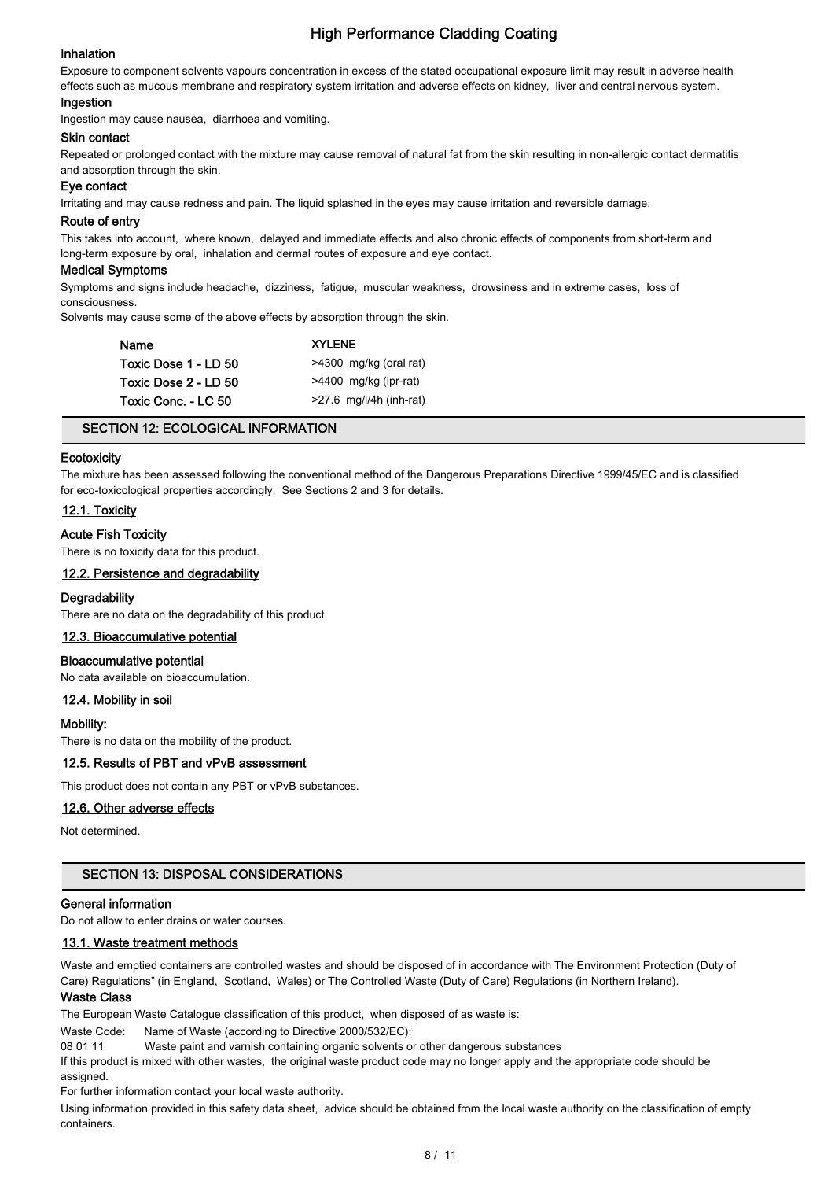### Inhalation

Exposure to component solvents vapours concentration in excess of the stated occupational exposure limit may result in adverse health effects such as mucous membrane and respiratory system irritation and adverse effects on kidney, liver and central nervous system.

### Ingestion

Ingestion may cause nausea, diarrhoea and vomiting.

### Skin contact

Repeated or prolonged contact with the mixture may cause removal of natural fat from the skin resulting in non-allergic contact dermatitis and absorption through the skin.

### Eye contact

Irritating and may cause redness and pain. The liquid splashed in the eyes may cause irritation and reversible damage.

### Route of entry

This takes into account, where known, delayed and immediate effects and also chronic effects of components from short-term and long-term exposure by oral, inhalation and dermal routes of exposure and eye contact.

### Medical Symptoms

Symptoms and signs include headache, dizziness, fatigue, muscular weakness, drowsiness and in extreme cases, loss of consciousness.

Solvents may cause some of the above effects by absorption through the skin.

| Name | XYLENE |
| --- | --- |
| Toxic Dose 1 - LD 50 | >4300 mg/kg (oral rat) |
| Toxic Dose 2 - LD 50 | >4400 mg/kg (ipr-rat) |
| Toxic Conc. - LC 50 | >27.6 mg/l/4h (inh-rat) |

## SECTION 12: ECOLOGICAL INFORMATION

### Ecotoxicity

The mixture has been assessed following the conventional method of the Dangerous Preparations Directive 1999/45/EC and is classified for eco-toxicological properties accordingly. See Sections 2 and 3 for details.

### 12.1. Toxicity

**Acute Fish Toxicity**

There is no toxicity data for this product.

### 12.2. Persistence and degradability

**Degradability**

There are no data on the degradability of this product.

### 12.3. Bioaccumulative potential

**Bioaccumulative potential**

No data available on bioaccumulation.

### 12.4. Mobility in soil

**Mobility:**

There is no data on the mobility of the product.

### 12.5. Results of PBT and vPvB assessment

This product does not contain any PBT or vPvB substances.

### 12.6. Other adverse effects

Not determined.

## SECTION 13: DISPOSAL CONSIDERATIONS

### General information

Do not allow to enter drains or water courses.

### 13.1. Waste treatment methods

Waste and emptied containers are controlled wastes and should be disposed of in accordance with The Environment Protection (Duty of Care) Regulations" (in England, Scotland, Wales) or The Controlled Waste (Duty of Care) Regulations (in Northern Ireland).

### Waste Class

The European Waste Catalogue classification of this product, when disposed of as waste is:

| Waste Code: | Name of Waste (according to Directive 2000/532/EC): |
| --- | --- |
| 08 01 11 | Waste paint and varnish containing organic solvents or other dangerous substances |

If this product is mixed with other wastes, the original waste product code may no longer apply and the appropriate code should be assigned.

For further information contact your local waste authority.

Using information provided in this safety data sheet, advice should be obtained from the local waste authority on the classification of empty containers.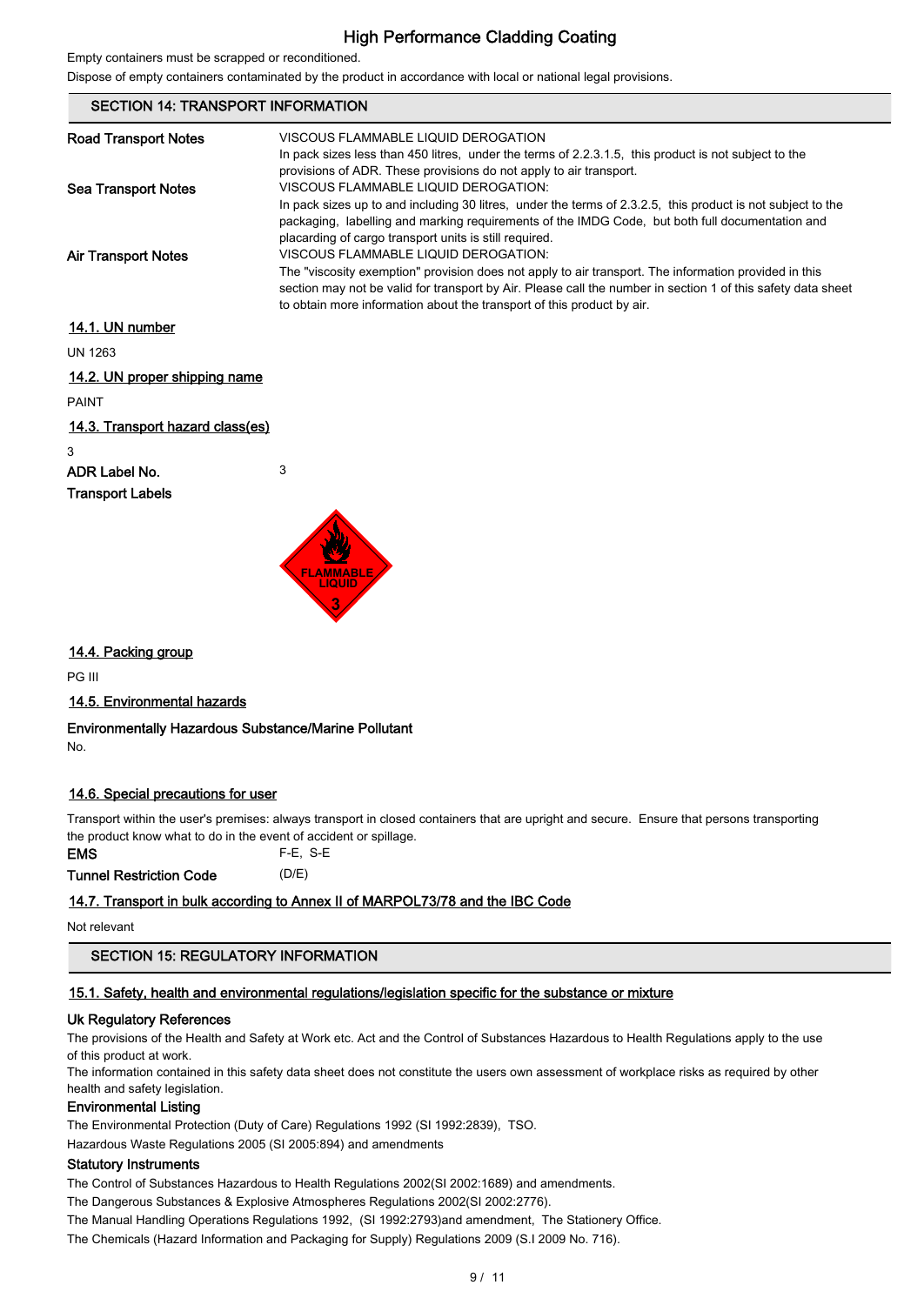Empty containers must be scrapped or reconditioned.

Dispose of empty containers contaminated by the product in accordance with local or national legal provisions.

## SECTION 14: TRANSPORT INFORMATION

**Road Transport Notes**
VISCOUS FLAMMABLE LIQUID DEROGATION
In pack sizes less than 450 litres, under the terms of 2.2.3.1.5, this product is not subject to the provisions of ADR. These provisions do not apply to air transport.

**Sea Transport Notes**
VISCOUS FLAMMABLE LIQUID DEROGATION:
In pack sizes up to and including 30 litres, under the terms of 2.3.2.5, this product is not subject to the packaging, labelling and marking requirements of the IMDG Code, but both full documentation and placarding of cargo transport units is still required.

**Air Transport Notes**
VISCOUS FLAMMABLE LIQUID DEROGATION:
The "viscosity exemption" provision does not apply to air transport. The information provided in this section may not be valid for transport by Air. Please call the number in section 1 of this safety data sheet to obtain more information about the transport of this product by air.

### 14.1. UN number

UN 1263

### 14.2. UN proper shipping name

PAINT

### 14.3. Transport hazard class(es)

3

**ADR Label No.** 3

**Transport Labels**

FLAMMABLE LIQUID 3

### 14.4. Packing group

PG III

### 14.5. Environmental hazards

**Environmentally Hazardous Substance/Marine Pollutant**

No.

### 14.6. Special precautions for user

Transport within the user's premises: always transport in closed containers that are upright and secure. Ensure that persons transporting the product know what to do in the event of accident or spillage.

**EMS** F-E, S-E

**Tunnel Restriction Code** (D/E)

### 14.7. Transport in bulk according to Annex II of MARPOL73/78 and the IBC Code

Not relevant

## SECTION 15: REGULATORY INFORMATION

### 15.1. Safety, health and environmental regulations/legislation specific for the substance or mixture

**Uk Regulatory References**

The provisions of the Health and Safety at Work etc. Act and the Control of Substances Hazardous to Health Regulations apply to the use of this product at work.

The information contained in this safety data sheet does not constitute the users own assessment of workplace risks as required by other health and safety legislation.

**Environmental Listing**

The Environmental Protection (Duty of Care) Regulations 1992 (SI 1992:2839), TSO.

Hazardous Waste Regulations 2005 (SI 2005:894) and amendments

**Statutory Instruments**

The Control of Substances Hazardous to Health Regulations 2002(SI 2002:1689) and amendments.

The Dangerous Substances & Explosive Atmospheres Regulations 2002(SI 2002:2776).

The Manual Handling Operations Regulations 1992, (SI 1992:2793)and amendment, The Stationery Office.

The Chemicals (Hazard Information and Packaging for Supply) Regulations 2009 (S.I 2009 No. 716).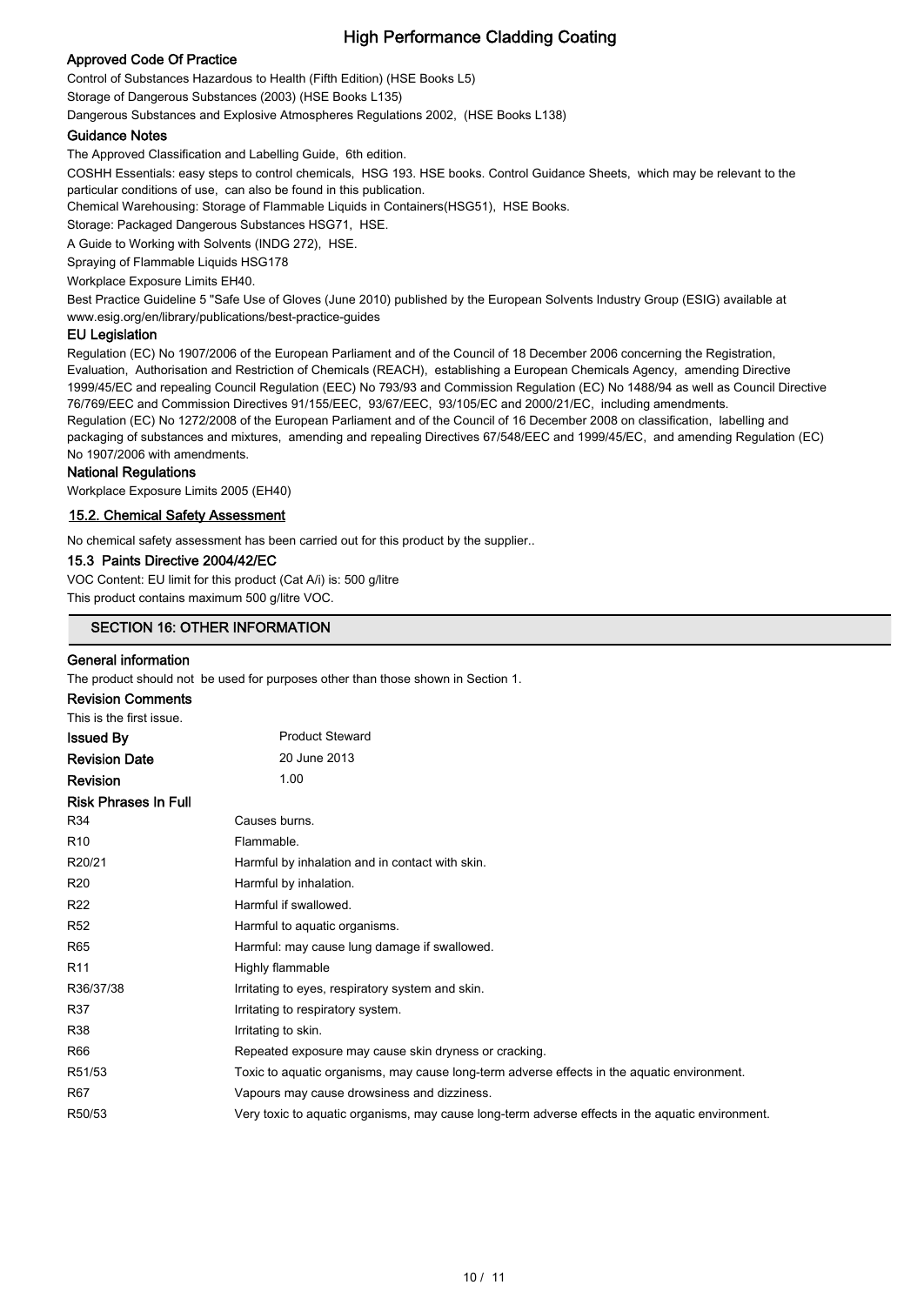### Approved Code Of Practice

Control of Substances Hazardous to Health (Fifth Edition) (HSE Books L5)

Storage of Dangerous Substances (2003) (HSE Books L135)

Dangerous Substances and Explosive Atmospheres Regulations 2002, (HSE Books L138)

### Guidance Notes

The Approved Classification and Labelling Guide, 6th edition.

COSHH Essentials: easy steps to control chemicals, HSG 193. HSE books. Control Guidance Sheets, which may be relevant to the particular conditions of use, can also be found in this publication.

Chemical Warehousing: Storage of Flammable Liquids in Containers(HSG51), HSE Books.

Storage: Packaged Dangerous Substances HSG71, HSE.

A Guide to Working with Solvents (INDG 272), HSE.

Spraying of Flammable Liquids HSG178

Workplace Exposure Limits EH40.

Best Practice Guideline 5 "Safe Use of Gloves (June 2010) published by the European Solvents Industry Group (ESIG) available at www.esig.org/en/library/publications/best-practice-guides

### EU Legislation

Regulation (EC) No 1907/2006 of the European Parliament and of the Council of 18 December 2006 concerning the Registration, Evaluation, Authorisation and Restriction of Chemicals (REACH), establishing a European Chemicals Agency, amending Directive 1999/45/EC and repealing Council Regulation (EEC) No 793/93 and Commission Regulation (EC) No 1488/94 as well as Council Directive 76/769/EEC and Commission Directives 91/155/EEC, 93/67/EEC, 93/105/EC and 2000/21/EC, including amendments.

Regulation (EC) No 1272/2008 of the European Parliament and of the Council of 16 December 2008 on classification, labelling and packaging of substances and mixtures, amending and repealing Directives 67/548/EEC and 1999/45/EC, and amending Regulation (EC) No 1907/2006 with amendments.

### National Regulations

Workplace Exposure Limits 2005 (EH40)

### 15.2. Chemical Safety Assessment

No chemical safety assessment has been carried out for this product by the supplier..

### 15.3 Paints Directive 2004/42/EC

VOC Content: EU limit for this product (Cat A/i) is: 500 g/litre

This product contains maximum 500 g/litre VOC.

## SECTION 16: OTHER INFORMATION

### General information

The product should not be used for purposes other than those shown in Section 1.

### Revision Comments

This is the first issue.

**Issued By** Product Steward

**Revision Date** 20 June 2013

**Revision** 1.00

### Risk Phrases In Full

| | |
|---|---|
| R34 | Causes burns. |
| R10 | Flammable. |
| R20/21 | Harmful by inhalation and in contact with skin. |
| R20 | Harmful by inhalation. |
| R22 | Harmful if swallowed. |
| R52 | Harmful to aquatic organisms. |
| R65 | Harmful: may cause lung damage if swallowed. |
| R11 | Highly flammable |
| R36/37/38 | Irritating to eyes, respiratory system and skin. |
| R37 | Irritating to respiratory system. |
| R38 | Irritating to skin. |
| R66 | Repeated exposure may cause skin dryness or cracking. |
| R51/53 | Toxic to aquatic organisms, may cause long-term adverse effects in the aquatic environment. |
| R67 | Vapours may cause drowsiness and dizziness. |
| R50/53 | Very toxic to aquatic organisms, may cause long-term adverse effects in the aquatic environment. |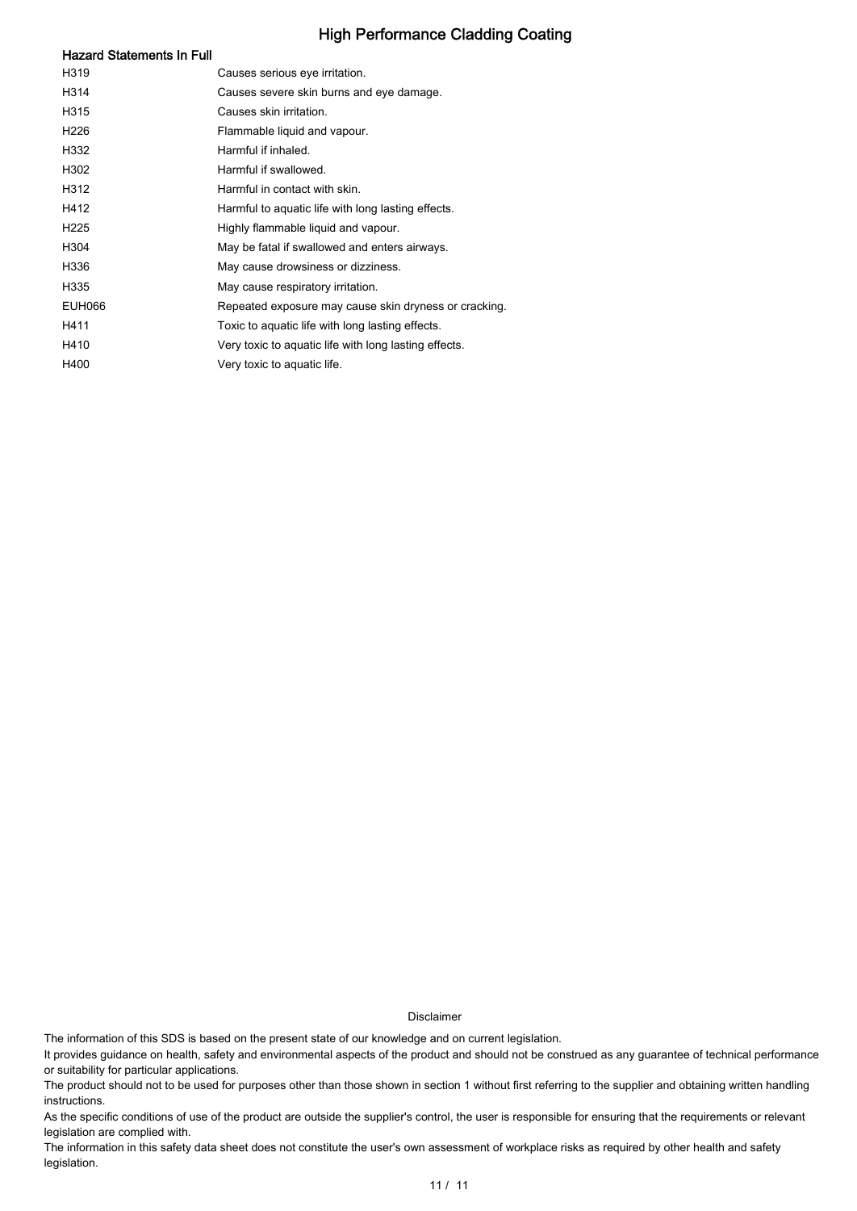### Hazard Statements In Full

| | |
|---|---|
| H319 | Causes serious eye irritation. |
| H314 | Causes severe skin burns and eye damage. |
| H315 | Causes skin irritation. |
| H226 | Flammable liquid and vapour. |
| H332 | Harmful if inhaled. |
| H302 | Harmful if swallowed. |
| H312 | Harmful in contact with skin. |
| H412 | Harmful to aquatic life with long lasting effects. |
| H225 | Highly flammable liquid and vapour. |
| H304 | May be fatal if swallowed and enters airways. |
| H336 | May cause drowsiness or dizziness. |
| H335 | May cause respiratory irritation. |
| EUH066 | Repeated exposure may cause skin dryness or cracking. |
| H411 | Toxic to aquatic life with long lasting effects. |
| H410 | Very toxic to aquatic life with long lasting effects. |
| H400 | Very toxic to aquatic life. |

Disclaimer

The information of this SDS is based on the present state of our knowledge and on current legislation.

It provides guidance on health, safety and environmental aspects of the product and should not be construed as any guarantee of technical performance or suitability for particular applications.

The product should not to be used for purposes other than those shown in section 1 without first referring to the supplier and obtaining written handling instructions.

As the specific conditions of use of the product are outside the supplier's control, the user is responsible for ensuring that the requirements or relevant legislation are complied with.

The information in this safety data sheet does not constitute the user's own assessment of workplace risks as required by other health and safety legislation.